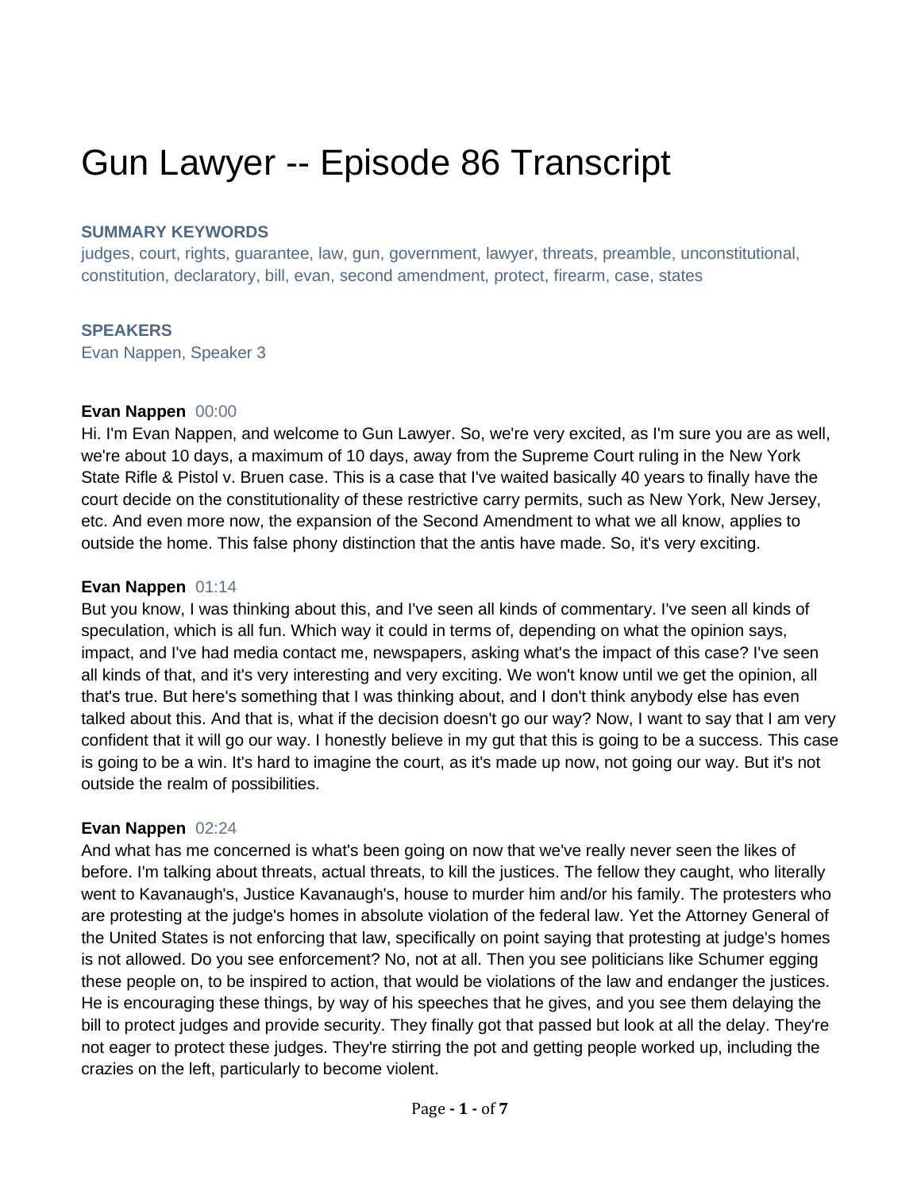# Gun Lawyer -- Episode 86 Transcript

**SUMMARY KEYWORDS**

judges, court, rights, guarantee, law, gun, government, lawyer, threats, preamble, unconstitutional, constitution, declaratory, bill, evan, second amendment, protect, firearm, case, states

**SPEAKERS**

Evan Nappen, Speaker 3

**Evan Nappen** 00:00

Hi. I'm Evan Nappen, and welcome to Gun Lawyer. So, we're very excited, as I'm sure you are as well, we're about 10 days, a maximum of 10 days, away from the Supreme Court ruling in the New York State Rifle & Pistol v. Bruen case. This is a case that I've waited basically 40 years to finally have the court decide on the constitutionality of these restrictive carry permits, such as New York, New Jersey, etc. And even more now, the expansion of the Second Amendment to what we all know, applies to outside the home. This false phony distinction that the antis have made. So, it's very exciting.

**Evan Nappen** 01:14

But you know, I was thinking about this, and I've seen all kinds of commentary. I've seen all kinds of speculation, which is all fun. Which way it could in terms of, depending on what the opinion says, impact, and I've had media contact me, newspapers, asking what's the impact of this case? I've seen all kinds of that, and it's very interesting and very exciting. We won't know until we get the opinion, all that's true. But here's something that I was thinking about, and I don't think anybody else has even talked about this. And that is, what if the decision doesn't go our way? Now, I want to say that I am very confident that it will go our way. I honestly believe in my gut that this is going to be a success. This case is going to be a win. It's hard to imagine the court, as it's made up now, not going our way. But it's not outside the realm of possibilities.

**Evan Nappen** 02:24

And what has me concerned is what's been going on now that we've really never seen the likes of before. I'm talking about threats, actual threats, to kill the justices. The fellow they caught, who literally went to Kavanaugh's, Justice Kavanaugh's, house to murder him and/or his family. The protesters who are protesting at the judge's homes in absolute violation of the federal law. Yet the Attorney General of the United States is not enforcing that law, specifically on point saying that protesting at judge's homes is not allowed. Do you see enforcement? No, not at all. Then you see politicians like Schumer egging these people on, to be inspired to action, that would be violations of the law and endanger the justices. He is encouraging these things, by way of his speeches that he gives, and you see them delaying the bill to protect judges and provide security. They finally got that passed but look at all the delay. They're not eager to protect these judges. They're stirring the pot and getting people worked up, including the crazies on the left, particularly to become violent.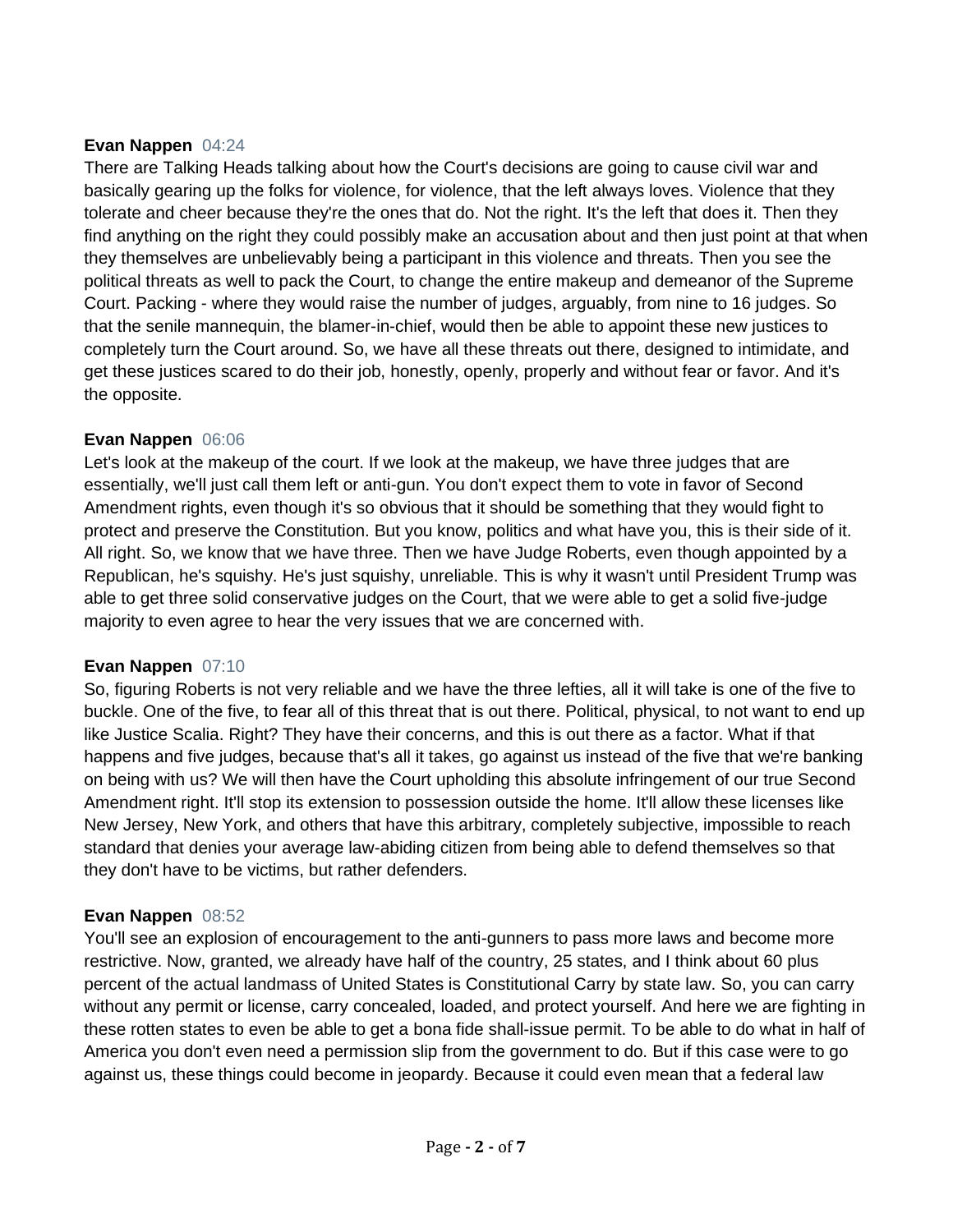**Evan Nappen** 04:24

There are Talking Heads talking about how the Court's decisions are going to cause civil war and basically gearing up the folks for violence, for violence, that the left always loves. Violence that they tolerate and cheer because they're the ones that do. Not the right. It's the left that does it. Then they find anything on the right they could possibly make an accusation about and then just point at that when they themselves are unbelievably being a participant in this violence and threats. Then you see the political threats as well to pack the Court, to change the entire makeup and demeanor of the Supreme Court. Packing - where they would raise the number of judges, arguably, from nine to 16 judges. So that the senile mannequin, the blamer-in-chief, would then be able to appoint these new justices to completely turn the Court around. So, we have all these threats out there, designed to intimidate, and get these justices scared to do their job, honestly, openly, properly and without fear or favor. And it's the opposite.

**Evan Nappen** 06:06

Let's look at the makeup of the court. If we look at the makeup, we have three judges that are essentially, we'll just call them left or anti-gun. You don't expect them to vote in favor of Second Amendment rights, even though it's so obvious that it should be something that they would fight to protect and preserve the Constitution. But you know, politics and what have you, this is their side of it. All right. So, we know that we have three. Then we have Judge Roberts, even though appointed by a Republican, he's squishy. He's just squishy, unreliable. This is why it wasn't until President Trump was able to get three solid conservative judges on the Court, that we were able to get a solid five-judge majority to even agree to hear the very issues that we are concerned with.

**Evan Nappen** 07:10

So, figuring Roberts is not very reliable and we have the three lefties, all it will take is one of the five to buckle. One of the five, to fear all of this threat that is out there. Political, physical, to not want to end up like Justice Scalia. Right? They have their concerns, and this is out there as a factor. What if that happens and five judges, because that's all it takes, go against us instead of the five that we're banking on being with us? We will then have the Court upholding this absolute infringement of our true Second Amendment right. It'll stop its extension to possession outside the home. It'll allow these licenses like New Jersey, New York, and others that have this arbitrary, completely subjective, impossible to reach standard that denies your average law-abiding citizen from being able to defend themselves so that they don't have to be victims, but rather defenders.

**Evan Nappen** 08:52

You'll see an explosion of encouragement to the anti-gunners to pass more laws and become more restrictive. Now, granted, we already have half of the country, 25 states, and I think about 60 plus percent of the actual landmass of United States is Constitutional Carry by state law. So, you can carry without any permit or license, carry concealed, loaded, and protect yourself. And here we are fighting in these rotten states to even be able to get a bona fide shall-issue permit. To be able to do what in half of America you don't even need a permission slip from the government to do. But if this case were to go against us, these things could become in jeopardy. Because it could even mean that a federal law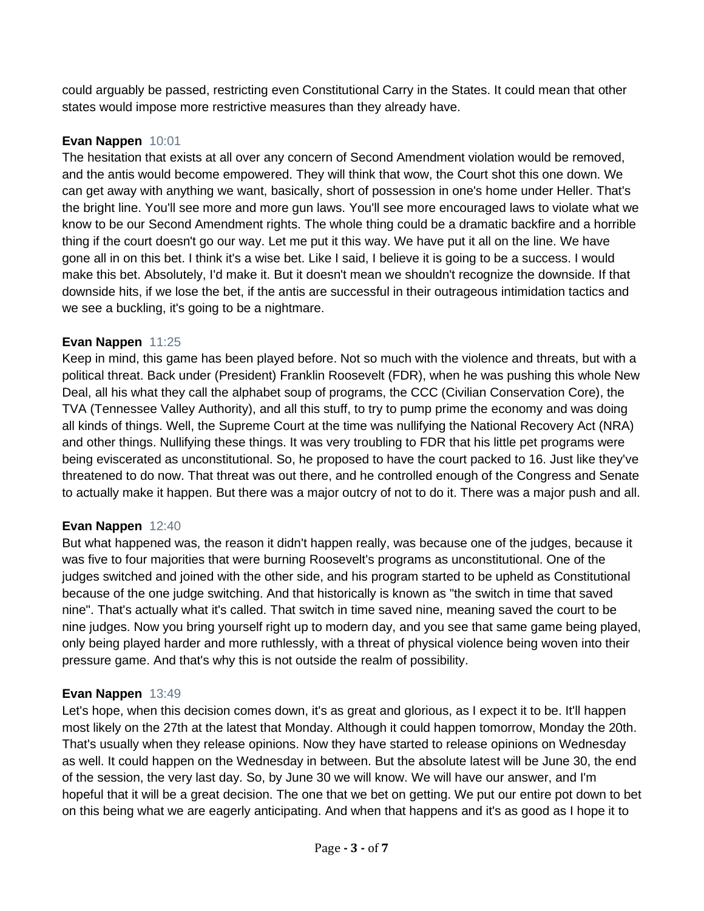could arguably be passed, restricting even Constitutional Carry in the States. It could mean that other states would impose more restrictive measures than they already have.

**Evan Nappen** 10:01
The hesitation that exists at all over any concern of Second Amendment violation would be removed, and the antis would become empowered. They will think that wow, the Court shot this one down. We can get away with anything we want, basically, short of possession in one's home under Heller. That's the bright line. You'll see more and more gun laws. You'll see more encouraged laws to violate what we know to be our Second Amendment rights. The whole thing could be a dramatic backfire and a horrible thing if the court doesn't go our way. Let me put it this way. We have put it all on the line. We have gone all in on this bet. I think it's a wise bet. Like I said, I believe it is going to be a success. I would make this bet. Absolutely, I'd make it. But it doesn't mean we shouldn't recognize the downside. If that downside hits, if we lose the bet, if the antis are successful in their outrageous intimidation tactics and we see a buckling, it's going to be a nightmare.

**Evan Nappen** 11:25
Keep in mind, this game has been played before. Not so much with the violence and threats, but with a political threat. Back under (President) Franklin Roosevelt (FDR), when he was pushing this whole New Deal, all his what they call the alphabet soup of programs, the CCC (Civilian Conservation Core), the TVA (Tennessee Valley Authority), and all this stuff, to try to pump prime the economy and was doing all kinds of things. Well, the Supreme Court at the time was nullifying the National Recovery Act (NRA) and other things. Nullifying these things. It was very troubling to FDR that his little pet programs were being eviscerated as unconstitutional. So, he proposed to have the court packed to 16. Just like they've threatened to do now. That threat was out there, and he controlled enough of the Congress and Senate to actually make it happen. But there was a major outcry of not to do it. There was a major push and all.

**Evan Nappen** 12:40
But what happened was, the reason it didn't happen really, was because one of the judges, because it was five to four majorities that were burning Roosevelt's programs as unconstitutional. One of the judges switched and joined with the other side, and his program started to be upheld as Constitutional because of the one judge switching. And that historically is known as "the switch in time that saved nine". That's actually what it's called. That switch in time saved nine, meaning saved the court to be nine judges. Now you bring yourself right up to modern day, and you see that same game being played, only being played harder and more ruthlessly, with a threat of physical violence being woven into their pressure game. And that's why this is not outside the realm of possibility.

**Evan Nappen** 13:49
Let's hope, when this decision comes down, it's as great and glorious, as I expect it to be. It'll happen most likely on the 27th at the latest that Monday. Although it could happen tomorrow, Monday the 20th. That's usually when they release opinions. Now they have started to release opinions on Wednesday as well. It could happen on the Wednesday in between. But the absolute latest will be June 30, the end of the session, the very last day. So, by June 30 we will know. We will have our answer, and I'm hopeful that it will be a great decision. The one that we bet on getting. We put our entire pot down to bet on this being what we are eagerly anticipating. And when that happens and it's as good as I hope it to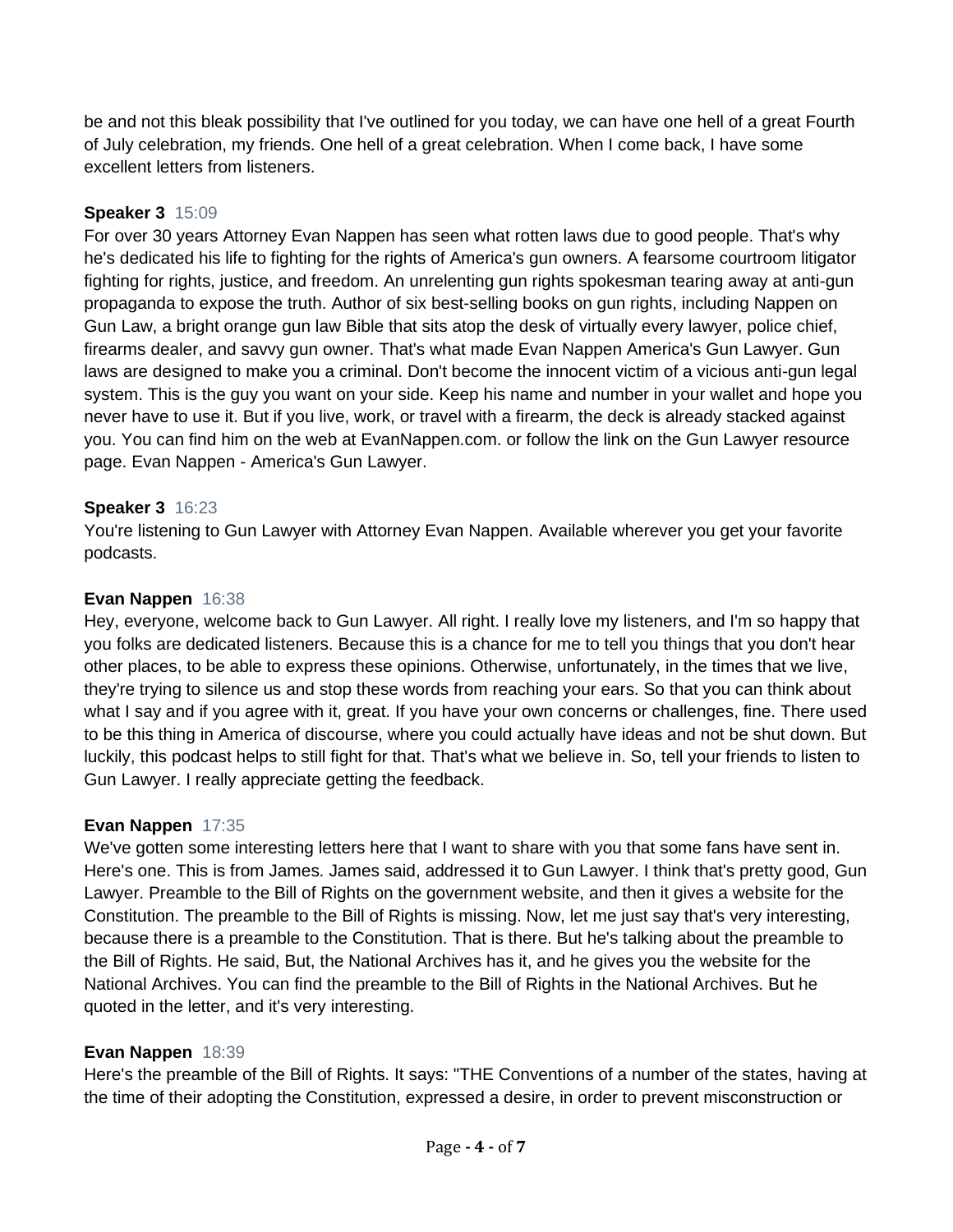be and not this bleak possibility that I've outlined for you today, we can have one hell of a great Fourth of July celebration, my friends. One hell of a great celebration. When I come back, I have some excellent letters from listeners.

**Speaker 3** 15:09
For over 30 years Attorney Evan Nappen has seen what rotten laws due to good people. That's why he's dedicated his life to fighting for the rights of America's gun owners. A fearsome courtroom litigator fighting for rights, justice, and freedom. An unrelenting gun rights spokesman tearing away at anti-gun propaganda to expose the truth. Author of six best-selling books on gun rights, including Nappen on Gun Law, a bright orange gun law Bible that sits atop the desk of virtually every lawyer, police chief, firearms dealer, and savvy gun owner. That's what made Evan Nappen America's Gun Lawyer. Gun laws are designed to make you a criminal. Don't become the innocent victim of a vicious anti-gun legal system. This is the guy you want on your side. Keep his name and number in your wallet and hope you never have to use it. But if you live, work, or travel with a firearm, the deck is already stacked against you. You can find him on the web at EvanNappen.com. or follow the link on the Gun Lawyer resource page. Evan Nappen - America's Gun Lawyer.

**Speaker 3** 16:23
You're listening to Gun Lawyer with Attorney Evan Nappen. Available wherever you get your favorite podcasts.

**Evan Nappen** 16:38
Hey, everyone, welcome back to Gun Lawyer. All right. I really love my listeners, and I'm so happy that you folks are dedicated listeners. Because this is a chance for me to tell you things that you don't hear other places, to be able to express these opinions. Otherwise, unfortunately, in the times that we live, they're trying to silence us and stop these words from reaching your ears. So that you can think about what I say and if you agree with it, great. If you have your own concerns or challenges, fine. There used to be this thing in America of discourse, where you could actually have ideas and not be shut down. But luckily, this podcast helps to still fight for that. That's what we believe in. So, tell your friends to listen to Gun Lawyer. I really appreciate getting the feedback.

**Evan Nappen** 17:35
We've gotten some interesting letters here that I want to share with you that some fans have sent in. Here's one. This is from James. James said, addressed it to Gun Lawyer. I think that's pretty good, Gun Lawyer. Preamble to the Bill of Rights on the government website, and then it gives a website for the Constitution. The preamble to the Bill of Rights is missing. Now, let me just say that's very interesting, because there is a preamble to the Constitution. That is there. But he's talking about the preamble to the Bill of Rights. He said, But, the National Archives has it, and he gives you the website for the National Archives. You can find the preamble to the Bill of Rights in the National Archives. But he quoted in the letter, and it's very interesting.

**Evan Nappen** 18:39
Here's the preamble of the Bill of Rights. It says: "THE Conventions of a number of the states, having at the time of their adopting the Constitution, expressed a desire, in order to prevent misconstruction or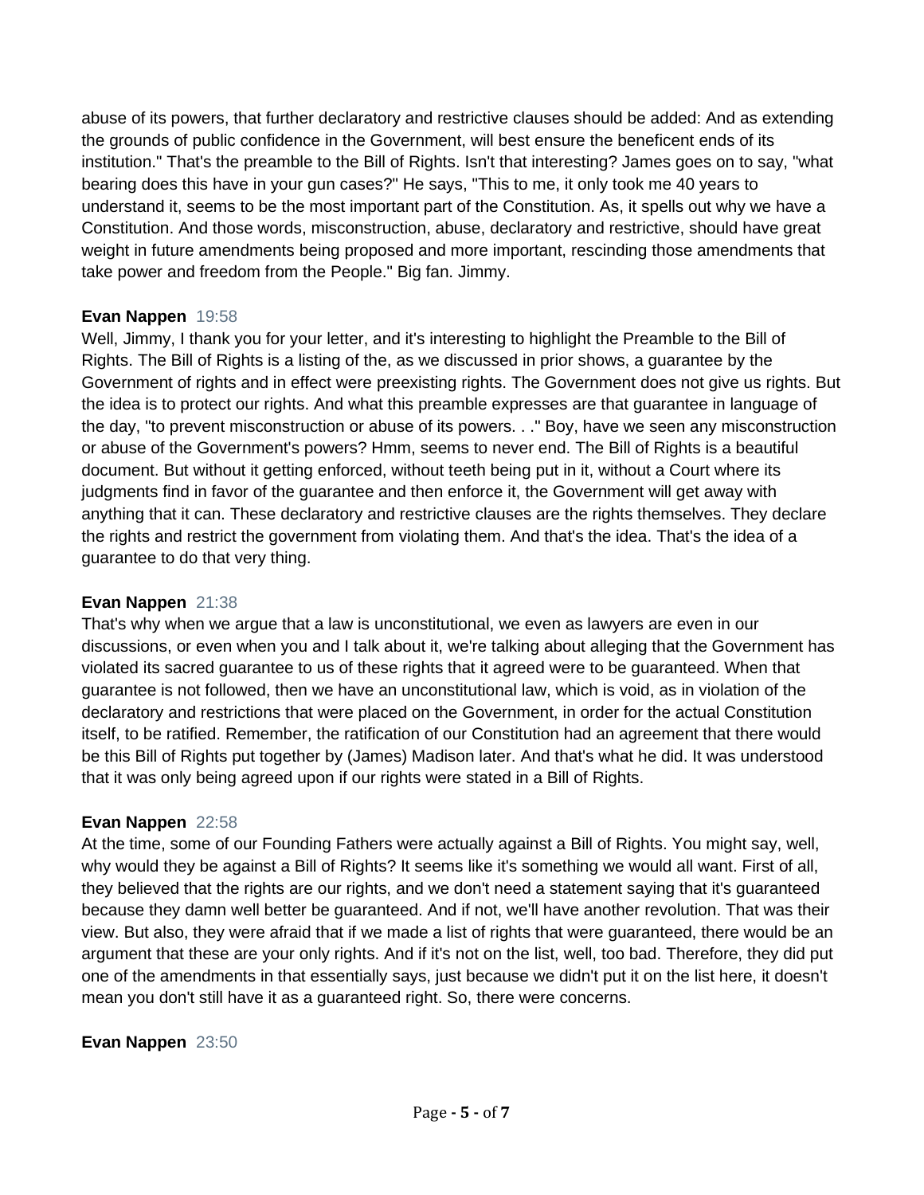abuse of its powers, that further declaratory and restrictive clauses should be added: And as extending the grounds of public confidence in the Government, will best ensure the beneficent ends of its institution." That's the preamble to the Bill of Rights. Isn't that interesting? James goes on to say, "what bearing does this have in your gun cases?" He says, "This to me, it only took me 40 years to understand it, seems to be the most important part of the Constitution. As, it spells out why we have a Constitution. And those words, misconstruction, abuse, declaratory and restrictive, should have great weight in future amendments being proposed and more important, rescinding those amendments that take power and freedom from the People." Big fan. Jimmy.

**Evan Nappen** 19:58

Well, Jimmy, I thank you for your letter, and it's interesting to highlight the Preamble to the Bill of Rights. The Bill of Rights is a listing of the, as we discussed in prior shows, a guarantee by the Government of rights and in effect were preexisting rights. The Government does not give us rights. But the idea is to protect our rights. And what this preamble expresses are that guarantee in language of the day, "to prevent misconstruction or abuse of its powers. . ." Boy, have we seen any misconstruction or abuse of the Government's powers? Hmm, seems to never end. The Bill of Rights is a beautiful document. But without it getting enforced, without teeth being put in it, without a Court where its judgments find in favor of the guarantee and then enforce it, the Government will get away with anything that it can. These declaratory and restrictive clauses are the rights themselves. They declare the rights and restrict the government from violating them. And that's the idea. That's the idea of a guarantee to do that very thing.

**Evan Nappen** 21:38

That's why when we argue that a law is unconstitutional, we even as lawyers are even in our discussions, or even when you and I talk about it, we're talking about alleging that the Government has violated its sacred guarantee to us of these rights that it agreed were to be guaranteed. When that guarantee is not followed, then we have an unconstitutional law, which is void, as in violation of the declaratory and restrictions that were placed on the Government, in order for the actual Constitution itself, to be ratified. Remember, the ratification of our Constitution had an agreement that there would be this Bill of Rights put together by (James) Madison later. And that's what he did. It was understood that it was only being agreed upon if our rights were stated in a Bill of Rights.

**Evan Nappen** 22:58

At the time, some of our Founding Fathers were actually against a Bill of Rights. You might say, well, why would they be against a Bill of Rights? It seems like it's something we would all want. First of all, they believed that the rights are our rights, and we don't need a statement saying that it's guaranteed because they damn well better be guaranteed. And if not, we'll have another revolution. That was their view. But also, they were afraid that if we made a list of rights that were guaranteed, there would be an argument that these are your only rights. And if it's not on the list, well, too bad. Therefore, they did put one of the amendments in that essentially says, just because we didn't put it on the list here, it doesn't mean you don't still have it as a guaranteed right. So, there were concerns.

**Evan Nappen** 23:50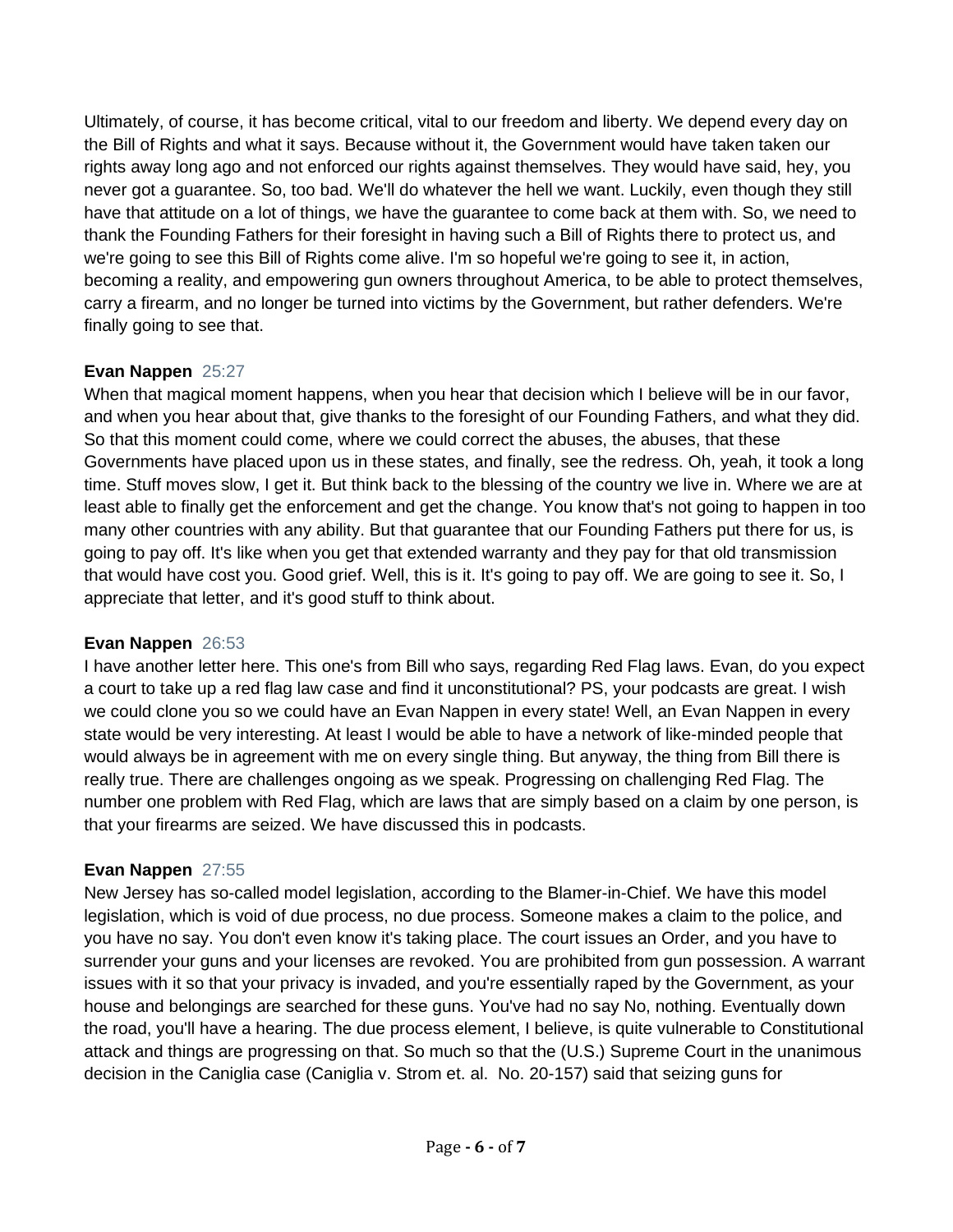Ultimately, of course, it has become critical, vital to our freedom and liberty. We depend every day on the Bill of Rights and what it says. Because without it, the Government would have taken taken our rights away long ago and not enforced our rights against themselves. They would have said, hey, you never got a guarantee. So, too bad. We'll do whatever the hell we want. Luckily, even though they still have that attitude on a lot of things, we have the guarantee to come back at them with. So, we need to thank the Founding Fathers for their foresight in having such a Bill of Rights there to protect us, and we're going to see this Bill of Rights come alive. I'm so hopeful we're going to see it, in action, becoming a reality, and empowering gun owners throughout America, to be able to protect themselves, carry a firearm, and no longer be turned into victims by the Government, but rather defenders. We're finally going to see that.

**Evan Nappen** 25:27

When that magical moment happens, when you hear that decision which I believe will be in our favor, and when you hear about that, give thanks to the foresight of our Founding Fathers, and what they did. So that this moment could come, where we could correct the abuses, the abuses, that these Governments have placed upon us in these states, and finally, see the redress. Oh, yeah, it took a long time. Stuff moves slow, I get it. But think back to the blessing of the country we live in. Where we are at least able to finally get the enforcement and get the change. You know that's not going to happen in too many other countries with any ability. But that guarantee that our Founding Fathers put there for us, is going to pay off. It's like when you get that extended warranty and they pay for that old transmission that would have cost you. Good grief. Well, this is it. It's going to pay off. We are going to see it. So, I appreciate that letter, and it's good stuff to think about.

**Evan Nappen** 26:53

I have another letter here. This one's from Bill who says, regarding Red Flag laws. Evan, do you expect a court to take up a red flag law case and find it unconstitutional? PS, your podcasts are great. I wish we could clone you so we could have an Evan Nappen in every state! Well, an Evan Nappen in every state would be very interesting. At least I would be able to have a network of like-minded people that would always be in agreement with me on every single thing. But anyway, the thing from Bill there is really true. There are challenges ongoing as we speak. Progressing on challenging Red Flag. The number one problem with Red Flag, which are laws that are simply based on a claim by one person, is that your firearms are seized. We have discussed this in podcasts.

**Evan Nappen** 27:55

New Jersey has so-called model legislation, according to the Blamer-in-Chief. We have this model legislation, which is void of due process, no due process. Someone makes a claim to the police, and you have no say. You don't even know it's taking place. The court issues an Order, and you have to surrender your guns and your licenses are revoked. You are prohibited from gun possession. A warrant issues with it so that your privacy is invaded, and you're essentially raped by the Government, as your house and belongings are searched for these guns. You've had no say No, nothing. Eventually down the road, you'll have a hearing. The due process element, I believe, is quite vulnerable to Constitutional attack and things are progressing on that. So much so that the (U.S.) Supreme Court in the unanimous decision in the Caniglia case (Caniglia v. Strom et. al. No. 20-157) said that seizing guns for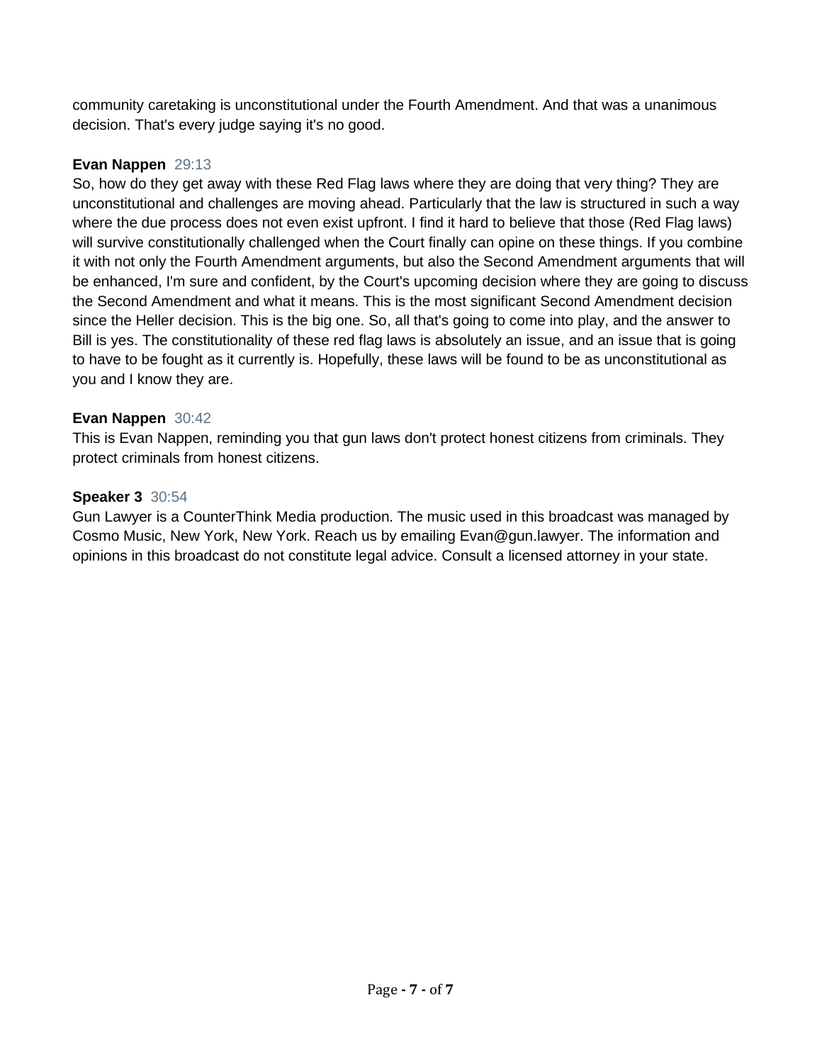community caretaking is unconstitutional under the Fourth Amendment. And that was a unanimous decision. That's every judge saying it's no good.

**Evan Nappen** 29:13
So, how do they get away with these Red Flag laws where they are doing that very thing? They are unconstitutional and challenges are moving ahead. Particularly that the law is structured in such a way where the due process does not even exist upfront. I find it hard to believe that those (Red Flag laws) will survive constitutionally challenged when the Court finally can opine on these things. If you combine it with not only the Fourth Amendment arguments, but also the Second Amendment arguments that will be enhanced, I'm sure and confident, by the Court's upcoming decision where they are going to discuss the Second Amendment and what it means. This is the most significant Second Amendment decision since the Heller decision. This is the big one. So, all that's going to come into play, and the answer to Bill is yes. The constitutionality of these red flag laws is absolutely an issue, and an issue that is going to have to be fought as it currently is. Hopefully, these laws will be found to be as unconstitutional as you and I know they are.

**Evan Nappen** 30:42
This is Evan Nappen, reminding you that gun laws don't protect honest citizens from criminals. They protect criminals from honest citizens.

**Speaker 3** 30:54
Gun Lawyer is a CounterThink Media production. The music used in this broadcast was managed by Cosmo Music, New York, New York. Reach us by emailing Evan@gun.lawyer. The information and opinions in this broadcast do not constitute legal advice. Consult a licensed attorney in your state.